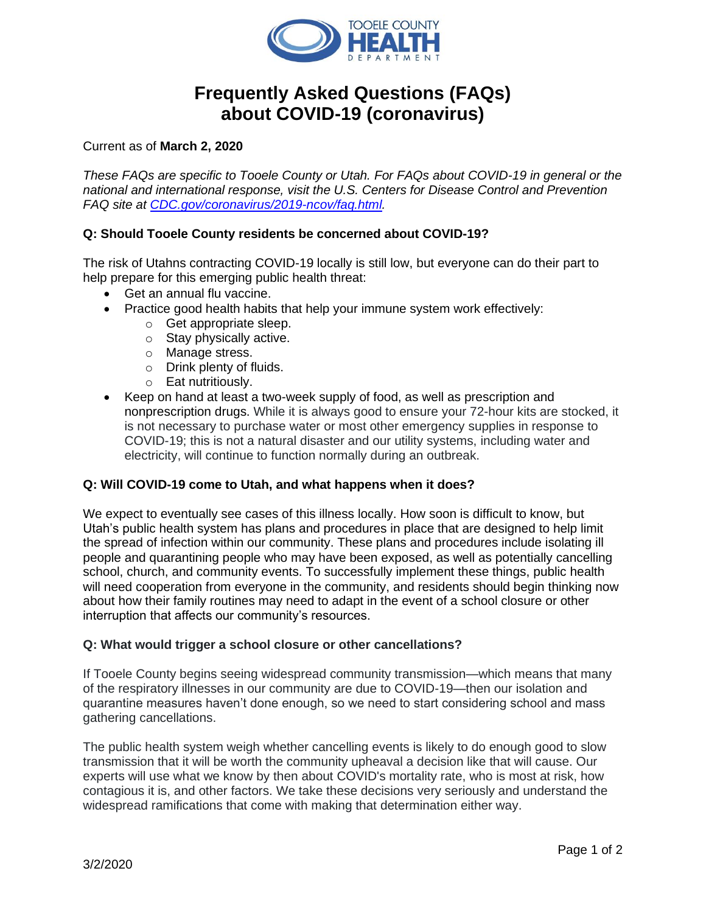TOOELE COUNTY HEALTH DEPARTMENT

# Frequently Asked Questions (FAQs) about COVID-19 (coronavirus)

Current as of **March 2, 2020**

*These FAQs are specific to Tooele County or Utah. For FAQs about COVID-19 in general or the national and international response, visit the U.S. Centers for Disease Control and Prevention FAQ site at [CDC.gov/coronavirus/2019-ncov/faq.html](CDC.gov/coronavirus/2019-ncov/faq.html).*

### Q: Should Tooele County residents be concerned about COVID-19?

The risk of Utahns contracting COVID-19 locally is still low, but everyone can do their part to help prepare for this emerging public health threat:

- Get an annual flu vaccine.
- Practice good health habits that help your immune system work effectively:
  - Get appropriate sleep.
  - Stay physically active.
  - Manage stress.
  - Drink plenty of fluids.
  - Eat nutritiously.
- Keep on hand at least a two-week supply of food, as well as prescription and nonprescription drugs. While it is always good to ensure your 72-hour kits are stocked, it is not necessary to purchase water or most other emergency supplies in response to COVID-19; this is not a natural disaster and our utility systems, including water and electricity, will continue to function normally during an outbreak.

### Q: Will COVID-19 come to Utah, and what happens when it does?

We expect to eventually see cases of this illness locally. How soon is difficult to know, but Utah's public health system has plans and procedures in place that are designed to help limit the spread of infection within our community. These plans and procedures include isolating ill people and quarantining people who may have been exposed, as well as potentially cancelling school, church, and community events. To successfully implement these things, public health will need cooperation from everyone in the community, and residents should begin thinking now about how their family routines may need to adapt in the event of a school closure or other interruption that affects our community's resources.

### Q: What would trigger a school closure or other cancellations?

If Tooele County begins seeing widespread community transmission—which means that many of the respiratory illnesses in our community are due to COVID-19—then our isolation and quarantine measures haven't done enough, so we need to start considering school and mass gathering cancellations.

The public health system weigh whether cancelling events is likely to do enough good to slow transmission that it will be worth the community upheaval a decision like that will cause. Our experts will use what we know by then about COVID's mortality rate, who is most at risk, how contagious it is, and other factors. We take these decisions very seriously and understand the widespread ramifications that come with making that determination either way.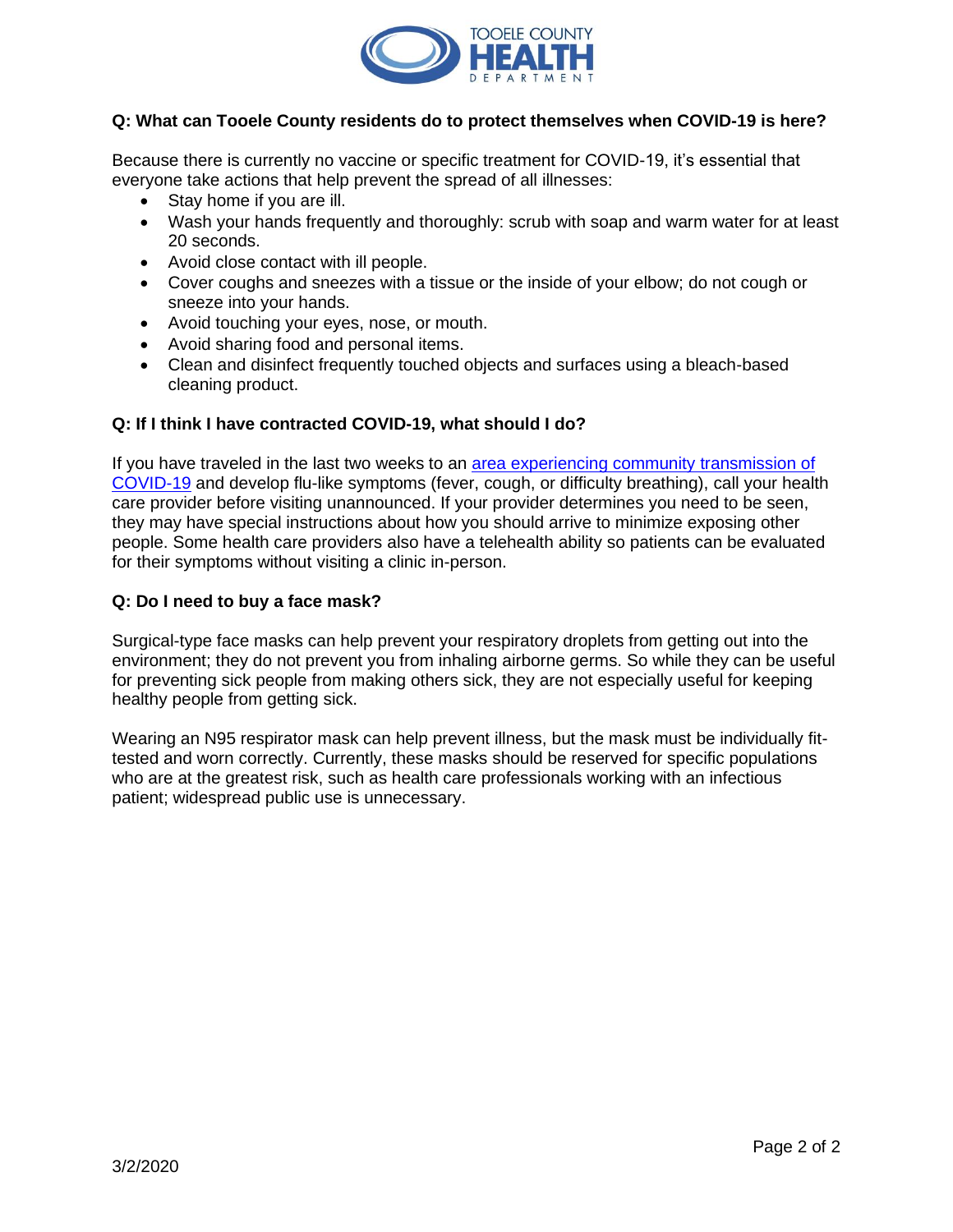**Q: What can Tooele County residents do to protect themselves when COVID-19 is here?**

Because there is currently no vaccine or specific treatment for COVID-19, it's essential that everyone take actions that help prevent the spread of all illnesses:

- Stay home if you are ill.
- Wash your hands frequently and thoroughly: scrub with soap and warm water for at least 20 seconds.
- Avoid close contact with ill people.
- Cover coughs and sneezes with a tissue or the inside of your elbow; do not cough or sneeze into your hands.
- Avoid touching your eyes, nose, or mouth.
- Avoid sharing food and personal items.
- Clean and disinfect frequently touched objects and surfaces using a bleach-based cleaning product.

**Q: If I think I have contracted COVID-19, what should I do?**

If you have traveled in the last two weeks to an area experiencing community transmission of COVID-19 and develop flu-like symptoms (fever, cough, or difficulty breathing), call your health care provider before visiting unannounced. If your provider determines you need to be seen, they may have special instructions about how you should arrive to minimize exposing other people. Some health care providers also have a telehealth ability so patients can be evaluated for their symptoms without visiting a clinic in-person.

**Q: Do I need to buy a face mask?**

Surgical-type face masks can help prevent your respiratory droplets from getting out into the environment; they do not prevent you from inhaling airborne germs. So while they can be useful for preventing sick people from making others sick, they are not especially useful for keeping healthy people from getting sick.

Wearing an N95 respirator mask can help prevent illness, but the mask must be individually fit-tested and worn correctly. Currently, these masks should be reserved for specific populations who are at the greatest risk, such as health care professionals working with an infectious patient; widespread public use is unnecessary.

3/2/2020